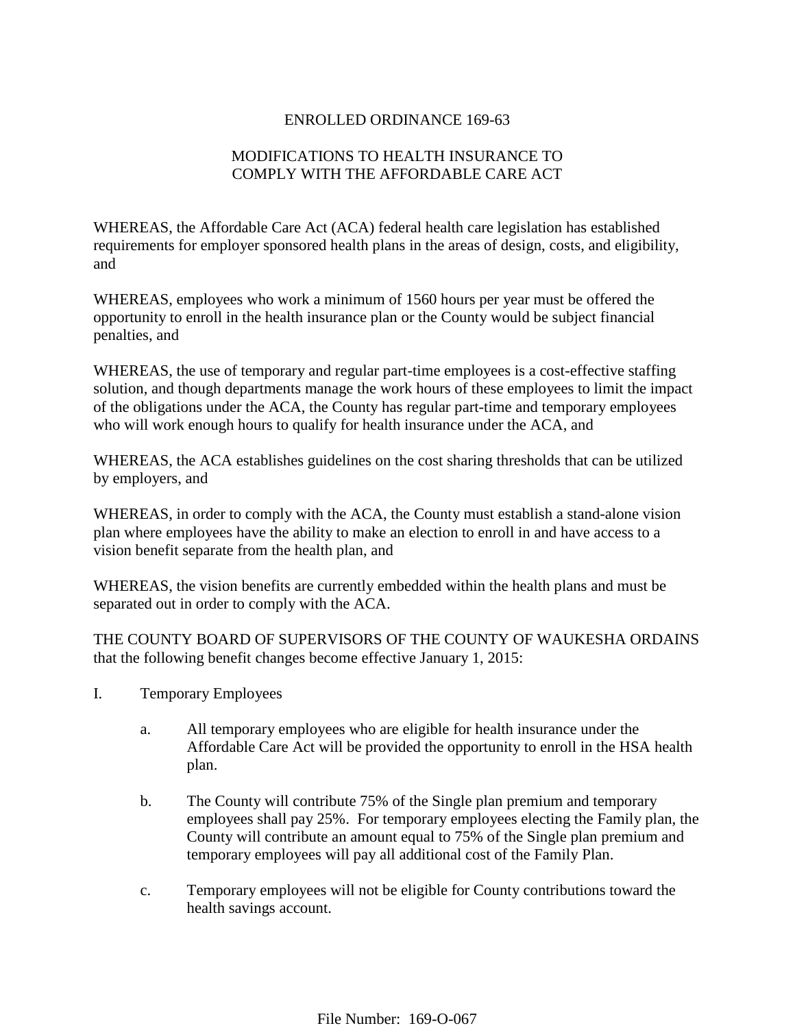# ENROLLED ORDINANCE 169-63

## MODIFICATIONS TO HEALTH INSURANCE TO COMPLY WITH THE AFFORDABLE CARE ACT

WHEREAS, the Affordable Care Act (ACA) federal health care legislation has established requirements for employer sponsored health plans in the areas of design, costs, and eligibility, and

WHEREAS, employees who work a minimum of 1560 hours per year must be offered the opportunity to enroll in the health insurance plan or the County would be subject financial penalties, and

WHEREAS, the use of temporary and regular part-time employees is a cost-effective staffing solution, and though departments manage the work hours of these employees to limit the impact of the obligations under the ACA, the County has regular part-time and temporary employees who will work enough hours to qualify for health insurance under the ACA, and

WHEREAS, the ACA establishes guidelines on the cost sharing thresholds that can be utilized by employers, and

WHEREAS, in order to comply with the ACA, the County must establish a stand-alone vision plan where employees have the ability to make an election to enroll in and have access to a vision benefit separate from the health plan, and

WHEREAS, the vision benefits are currently embedded within the health plans and must be separated out in order to comply with the ACA.

THE COUNTY BOARD OF SUPERVISORS OF THE COUNTY OF WAUKESHA ORDAINS that the following benefit changes become effective January 1, 2015:

I. Temporary Employees

   a. All temporary employees who are eligible for health insurance under the Affordable Care Act will be provided the opportunity to enroll in the HSA health plan.

   b. The County will contribute 75% of the Single plan premium and temporary employees shall pay 25%. For temporary employees electing the Family plan, the County will contribute an amount equal to 75% of the Single plan premium and temporary employees will pay all additional cost of the Family Plan.

   c. Temporary employees will not be eligible for County contributions toward the health savings account.

File Number: 169-O-067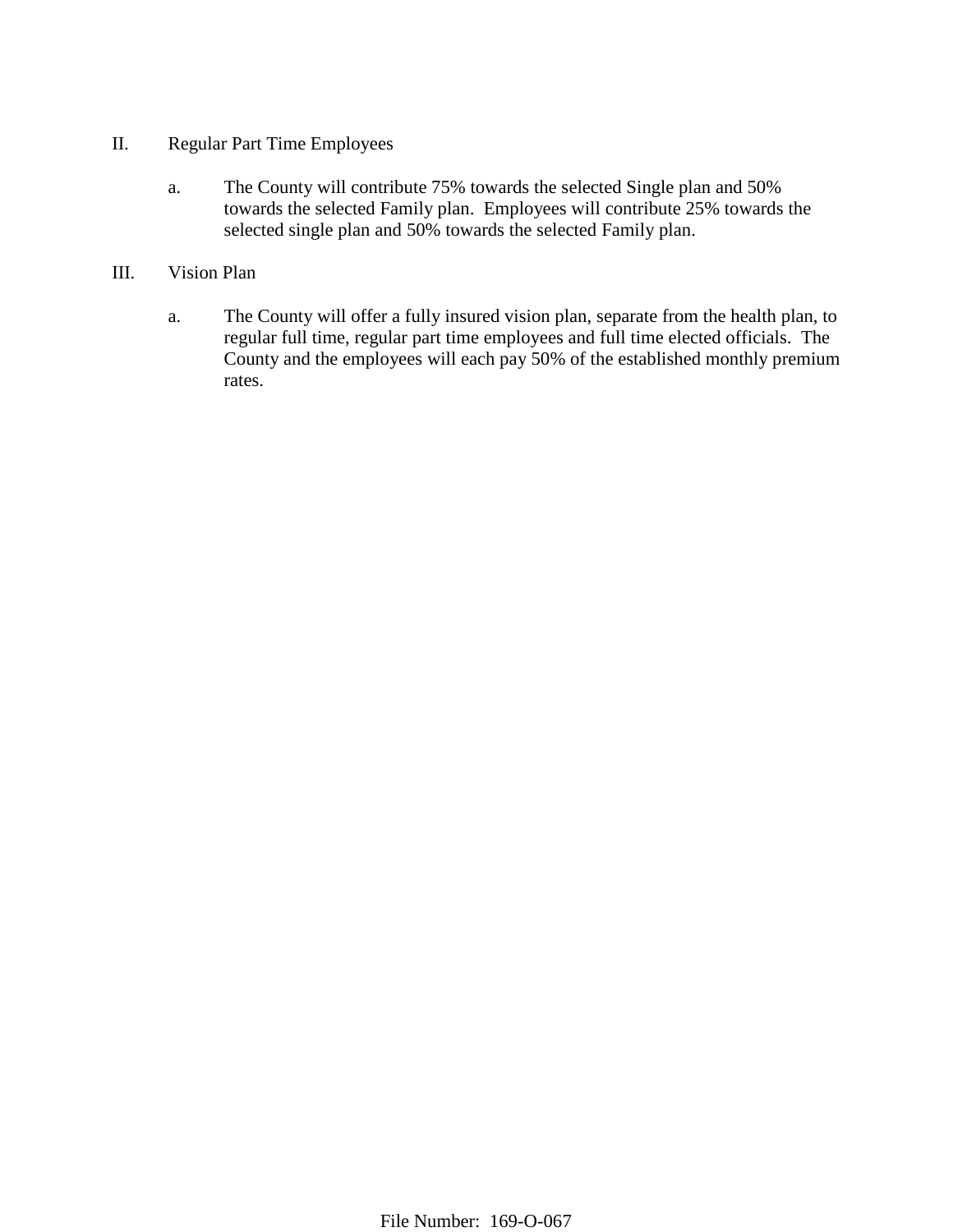II. Regular Part Time Employees

a. The County will contribute 75% towards the selected Single plan and 50% towards the selected Family plan. Employees will contribute 25% towards the selected single plan and 50% towards the selected Family plan.

III. Vision Plan

a. The County will offer a fully insured vision plan, separate from the health plan, to regular full time, regular part time employees and full time elected officials. The County and the employees will each pay 50% of the established monthly premium rates.

File Number: 169-O-067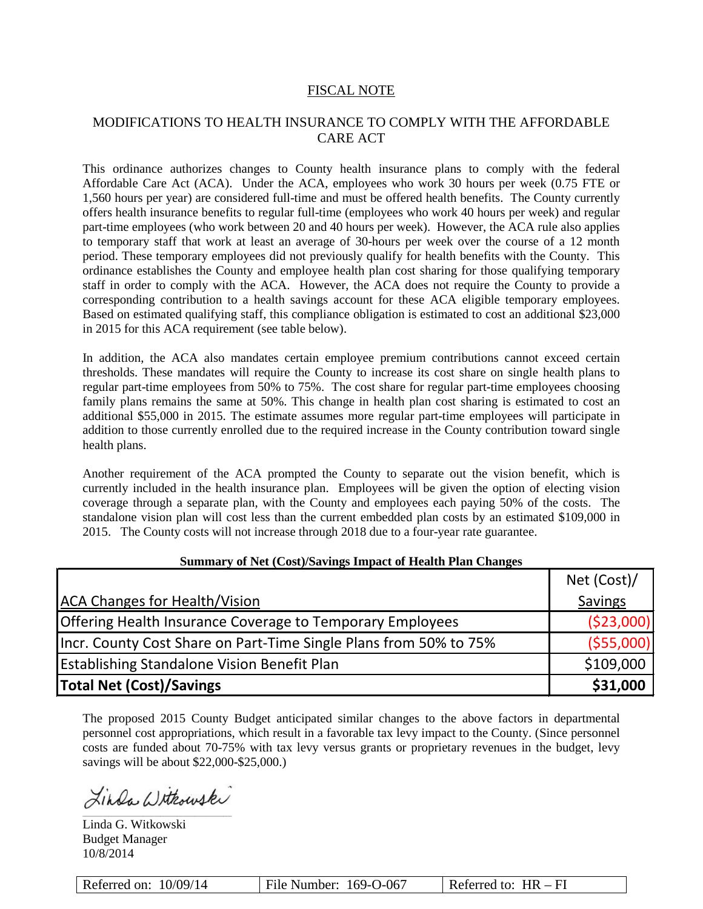## FISCAL NOTE

## MODIFICATIONS TO HEALTH INSURANCE TO COMPLY WITH THE AFFORDABLE CARE ACT

This ordinance authorizes changes to County health insurance plans to comply with the federal Affordable Care Act (ACA). Under the ACA, employees who work 30 hours per week (0.75 FTE or 1,560 hours per year) are considered full-time and must be offered health benefits. The County currently offers health insurance benefits to regular full-time (employees who work 40 hours per week) and regular part-time employees (who work between 20 and 40 hours per week). However, the ACA rule also applies to temporary staff that work at least an average of 30-hours per week over the course of a 12 month period. These temporary employees did not previously qualify for health benefits with the County. This ordinance establishes the County and employee health plan cost sharing for those qualifying temporary staff in order to comply with the ACA. However, the ACA does not require the County to provide a corresponding contribution to a health savings account for these ACA eligible temporary employees. Based on estimated qualifying staff, this compliance obligation is estimated to cost an additional $23,000 in 2015 for this ACA requirement (see table below).

In addition, the ACA also mandates certain employee premium contributions cannot exceed certain thresholds. These mandates will require the County to increase its cost share on single health plans to regular part-time employees from 50% to 75%. The cost share for regular part-time employees choosing family plans remains the same at 50%. This change in health plan cost sharing is estimated to cost an additional $55,000 in 2015. The estimate assumes more regular part-time employees will participate in addition to those currently enrolled due to the required increase in the County contribution toward single health plans.

Another requirement of the ACA prompted the County to separate out the vision benefit, which is currently included in the health insurance plan. Employees will be given the option of electing vision coverage through a separate plan, with the County and employees each paying 50% of the costs. The standalone vision plan will cost less than the current embedded plan costs by an estimated $109,000 in 2015. The County costs will not increase through 2018 due to a four-year rate guarantee.

**Summary of Net (Cost)/Savings Impact of Health Plan Changes**

| ACA Changes for Health/Vision | Net (Cost)/ Savings |
|---|---|
| Offering Health Insurance Coverage to Temporary Employees | ($23,000) |
| Incr. County Cost Share on Part-Time Single Plans from 50% to 75% | ($55,000) |
| Establishing Standalone Vision Benefit Plan | $109,000 |
| **Total Net (Cost)/Savings** | **$31,000** |

The proposed 2015 County Budget anticipated similar changes to the above factors in departmental personnel cost appropriations, which result in a favorable tax levy impact to the County. (Since personnel costs are funded about 70-75% with tax levy versus grants or proprietary revenues in the budget, levy savings will be about $22,000-$25,000.)

Linda G. Witkowski
Budget Manager
10/8/2014

| Referred on: 10/09/14 | File Number: 169-O-067 | Referred to: HR – FI |
|---|---|---|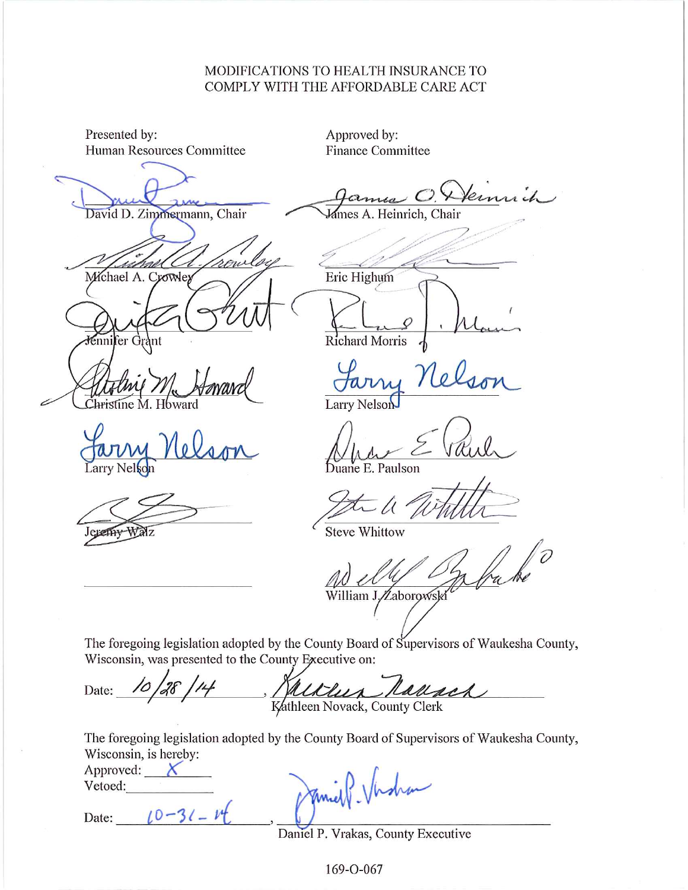MODIFICATIONS TO HEALTH INSURANCE TO COMPLY WITH THE AFFORDABLE CARE ACT

| Presented by: Human Resources Committee | Approved by: Finance Committee |
| --- | --- |
| David D. Zimmermann, Chair | James A. Heinrich, Chair |
| Michael A. Crowley | Eric Highum |
| Jennifer Grant | Richard Morris |
| Christine M. Howard | Larry Nelson |
| Larry Nelson | Duane E. Paulson |
| Jeremy Walz | Steve Whittow |
| | William J. Zaborowski |

The foregoing legislation adopted by the County Board of Supervisors of Waukesha County, Wisconsin, was presented to the County Executive on:

Date: 10/28/14, Kathleen Novack, County Clerk

The foregoing legislation adopted by the County Board of Supervisors of Waukesha County, Wisconsin, is hereby:

Approved: X

Vetoed: ______

Date: 10-31-14, Daniel P. Vrakas, County Executive

169-O-067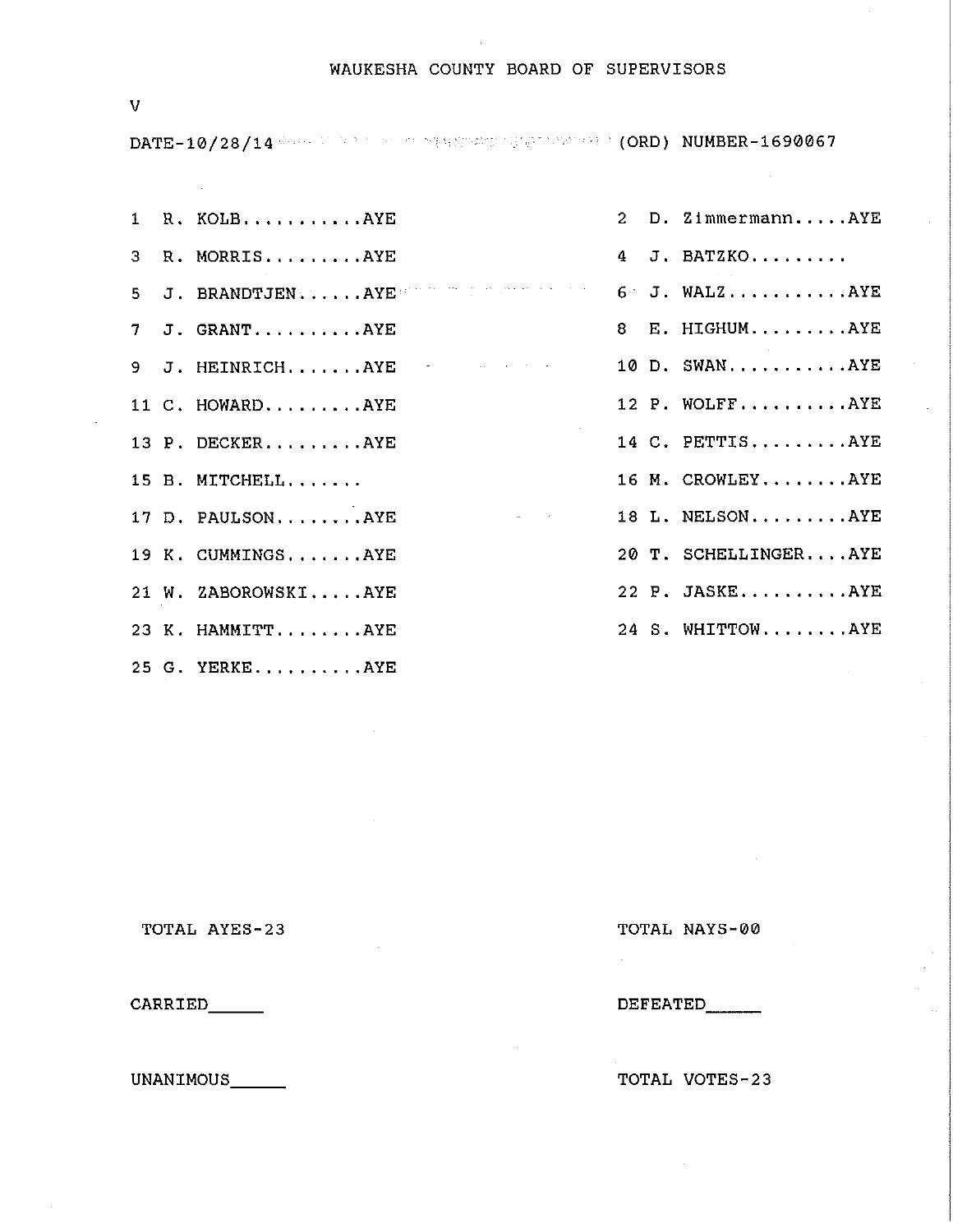# WAUKESHA COUNTY BOARD OF SUPERVISORS

V

DATE-10/28/14 (ORD) NUMBER-1690067

1 R. KOLB..........AYE

2 D. Zimmermann.....AYE

3 R. MORRIS.........AYE

4 J. BATZKO.........

5 J. BRANDTJEN......AYE

6 J. WALZ...........AYE

7 J. GRANT..........AYE

8 E. HIGHUM.........AYE

9 J. HEINRICH.......AYE

10 D. SWAN...........AYE

11 C. HOWARD.........AYE

12 P. WOLFF..........AYE

13 P. DECKER.........AYE

14 C. PETTIS.........AYE

15 B. MITCHELL.......

16 M. CROWLEY........AYE

17 D. PAULSON........AYE

18 L. NELSON.........AYE

19 K. CUMMINGS.......AYE

20 T. SCHELLINGER....AYE

21 W. ZABOROWSKI.....AYE

22 P. JASKE..........AYE

23 K. HAMMITT........AYE

24 S. WHITTOW........AYE

25 G. YERKE..........AYE

TOTAL AYES-23

TOTAL NAYS-00

CARRIED_____

DEFEATED_____

UNANIMOUS_____

TOTAL VOTES-23